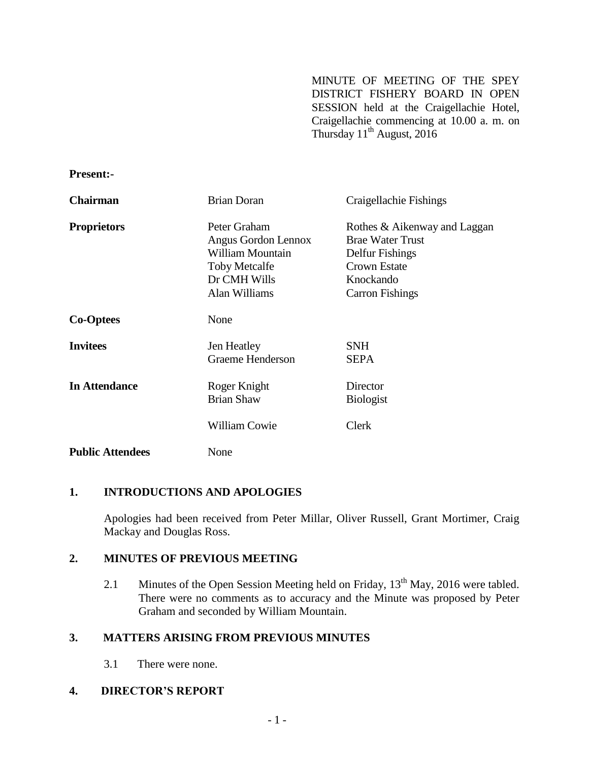MINUTE OF MEETING OF THE SPEY DISTRICT FISHERY BOARD IN OPEN SESSION held at the Craigellachie Hotel, Craigellachie commencing at 10.00 a. m. on Thursday 11th August, 2016

**Present:-**

| | | |
|---|---|---|
| **Chairman** | Brian Doran | Craigellachie Fishings |
| **Proprietors** | Peter Graham | Rothes & Aikenway and Laggan |
| | Angus Gordon Lennox | Brae Water Trust |
| | William Mountain | Delfur Fishings |
| | Toby Metcalfe | Crown Estate |
| | Dr CMH Wills | Knockando |
| | Alan Williams | Carron Fishings |
| **Co-Optees** | None | |
| **Invitees** | Jen Heatley | SNH |
| | Graeme Henderson | SEPA |
| **In Attendance** | Roger Knight | Director |
| | Brian Shaw | Biologist |
| | William Cowie | Clerk |
| **Public Attendees** | None | |

## 1. INTRODUCTIONS AND APOLOGIES

Apologies had been received from Peter Millar, Oliver Russell, Grant Mortimer, Craig Mackay and Douglas Ross.

## 2. MINUTES OF PREVIOUS MEETING

2.1 Minutes of the Open Session Meeting held on Friday, 13th May, 2016 were tabled. There were no comments as to accuracy and the Minute was proposed by Peter Graham and seconded by William Mountain.

## 3. MATTERS ARISING FROM PREVIOUS MINUTES

3.1 There were none.

## 4. DIRECTOR'S REPORT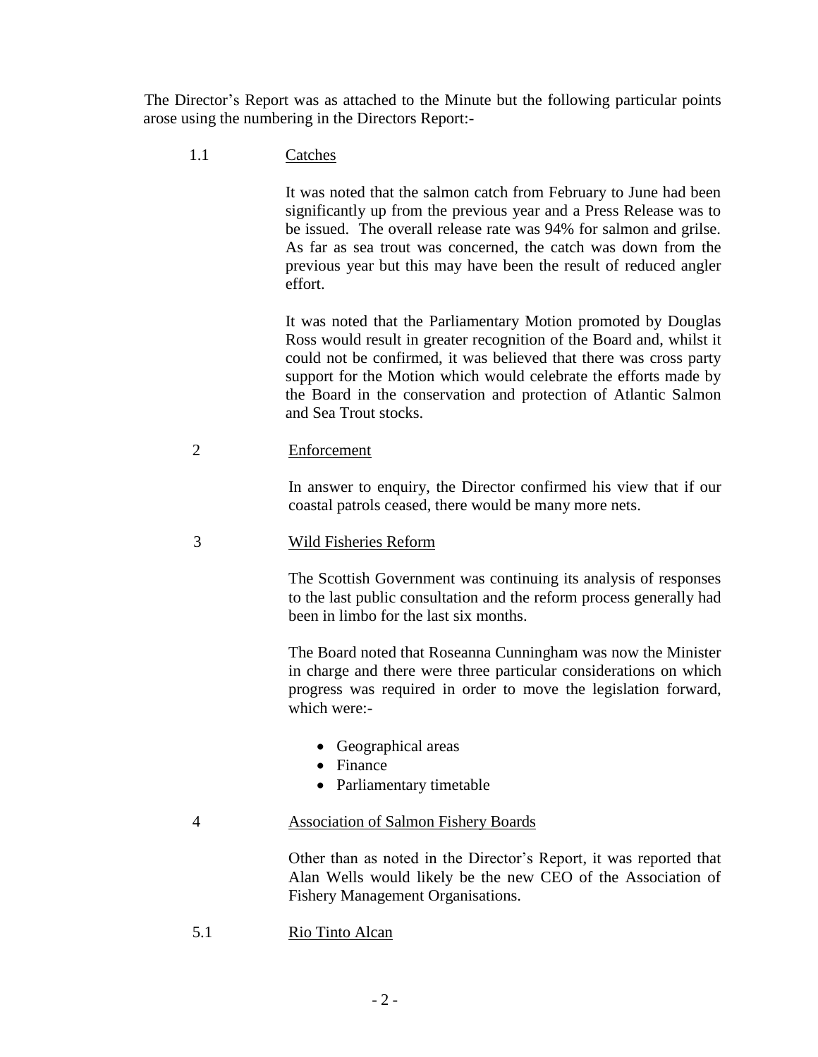The Director's Report was as attached to the Minute but the following particular points arose using the numbering in the Directors Report:-

1.1 Catches

It was noted that the salmon catch from February to June had been significantly up from the previous year and a Press Release was to be issued. The overall release rate was 94% for salmon and grilse. As far as sea trout was concerned, the catch was down from the previous year but this may have been the result of reduced angler effort.

It was noted that the Parliamentary Motion promoted by Douglas Ross would result in greater recognition of the Board and, whilst it could not be confirmed, it was believed that there was cross party support for the Motion which would celebrate the efforts made by the Board in the conservation and protection of Atlantic Salmon and Sea Trout stocks.

2 Enforcement

In answer to enquiry, the Director confirmed his view that if our coastal patrols ceased, there would be many more nets.

3 Wild Fisheries Reform

The Scottish Government was continuing its analysis of responses to the last public consultation and the reform process generally had been in limbo for the last six months.

The Board noted that Roseanna Cunningham was now the Minister in charge and there were three particular considerations on which progress was required in order to move the legislation forward, which were:-

- Geographical areas
- Finance
- Parliamentary timetable

4 Association of Salmon Fishery Boards

Other than as noted in the Director's Report, it was reported that Alan Wells would likely be the new CEO of the Association of Fishery Management Organisations.

5.1 Rio Tinto Alcan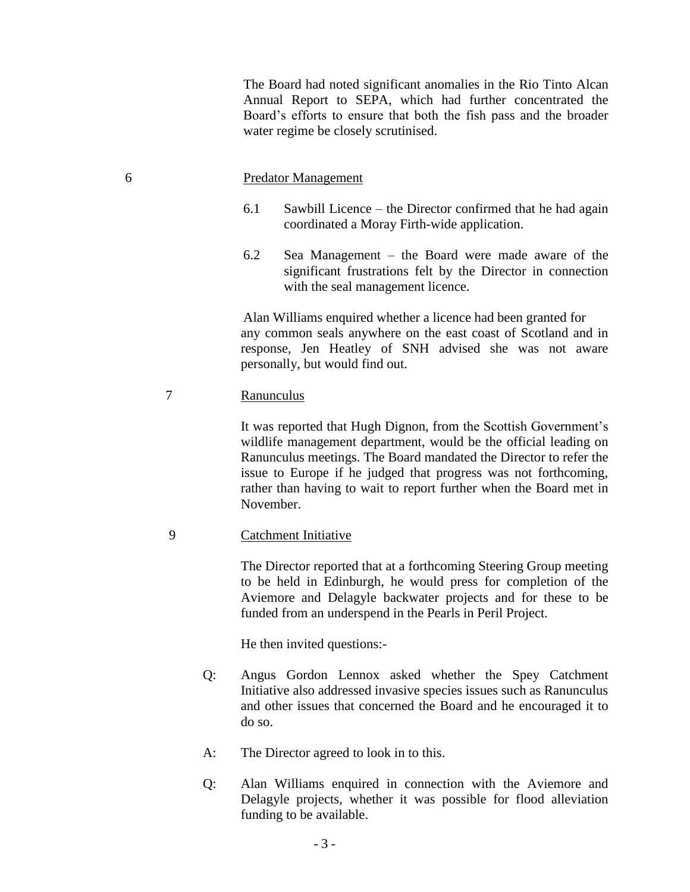The Board had noted significant anomalies in the Rio Tinto Alcan Annual Report to SEPA, which had further concentrated the Board's efforts to ensure that both the fish pass and the broader water regime be closely scrutinised.

6 Predator Management

6.1 Sawbill Licence – the Director confirmed that he had again coordinated a Moray Firth-wide application.

6.2 Sea Management – the Board were made aware of the significant frustrations felt by the Director in connection with the seal management licence.

Alan Williams enquired whether a licence had been granted for any common seals anywhere on the east coast of Scotland and in response, Jen Heatley of SNH advised she was not aware personally, but would find out.

7 Ranunculus

It was reported that Hugh Dignon, from the Scottish Government's wildlife management department, would be the official leading on Ranunculus meetings. The Board mandated the Director to refer the issue to Europe if he judged that progress was not forthcoming, rather than having to wait to report further when the Board met in November.

9 Catchment Initiative

The Director reported that at a forthcoming Steering Group meeting to be held in Edinburgh, he would press for completion of the Aviemore and Delagyle backwater projects and for these to be funded from an underspend in the Pearls in Peril Project.

He then invited questions:-

Q: Angus Gordon Lennox asked whether the Spey Catchment Initiative also addressed invasive species issues such as Ranunculus and other issues that concerned the Board and he encouraged it to do so.

A: The Director agreed to look in to this.

Q: Alan Williams enquired in connection with the Aviemore and Delagyle projects, whether it was possible for flood alleviation funding to be available.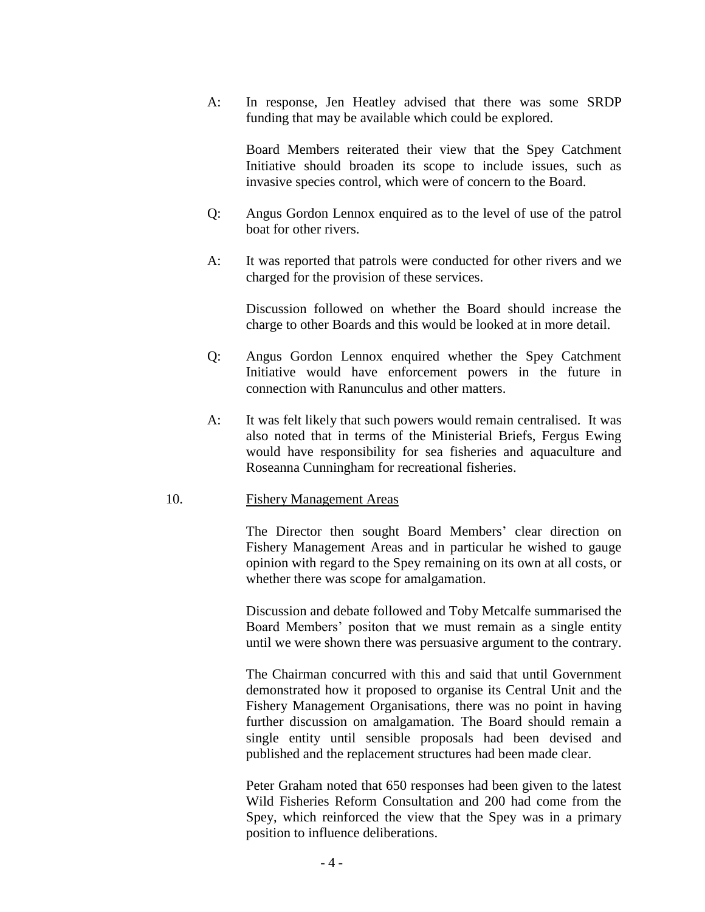A: In response, Jen Heatley advised that there was some SRDP funding that may be available which could be explored.

Board Members reiterated their view that the Spey Catchment Initiative should broaden its scope to include issues, such as invasive species control, which were of concern to the Board.

Q: Angus Gordon Lennox enquired as to the level of use of the patrol boat for other rivers.

A: It was reported that patrols were conducted for other rivers and we charged for the provision of these services.

Discussion followed on whether the Board should increase the charge to other Boards and this would be looked at in more detail.

Q: Angus Gordon Lennox enquired whether the Spey Catchment Initiative would have enforcement powers in the future in connection with Ranunculus and other matters.

A: It was felt likely that such powers would remain centralised. It was also noted that in terms of the Ministerial Briefs, Fergus Ewing would have responsibility for sea fisheries and aquaculture and Roseanna Cunningham for recreational fisheries.

10. Fishery Management Areas

The Director then sought Board Members' clear direction on Fishery Management Areas and in particular he wished to gauge opinion with regard to the Spey remaining on its own at all costs, or whether there was scope for amalgamation.

Discussion and debate followed and Toby Metcalfe summarised the Board Members' positon that we must remain as a single entity until we were shown there was persuasive argument to the contrary.

The Chairman concurred with this and said that until Government demonstrated how it proposed to organise its Central Unit and the Fishery Management Organisations, there was no point in having further discussion on amalgamation. The Board should remain a single entity until sensible proposals had been devised and published and the replacement structures had been made clear.

Peter Graham noted that 650 responses had been given to the latest Wild Fisheries Reform Consultation and 200 had come from the Spey, which reinforced the view that the Spey was in a primary position to influence deliberations.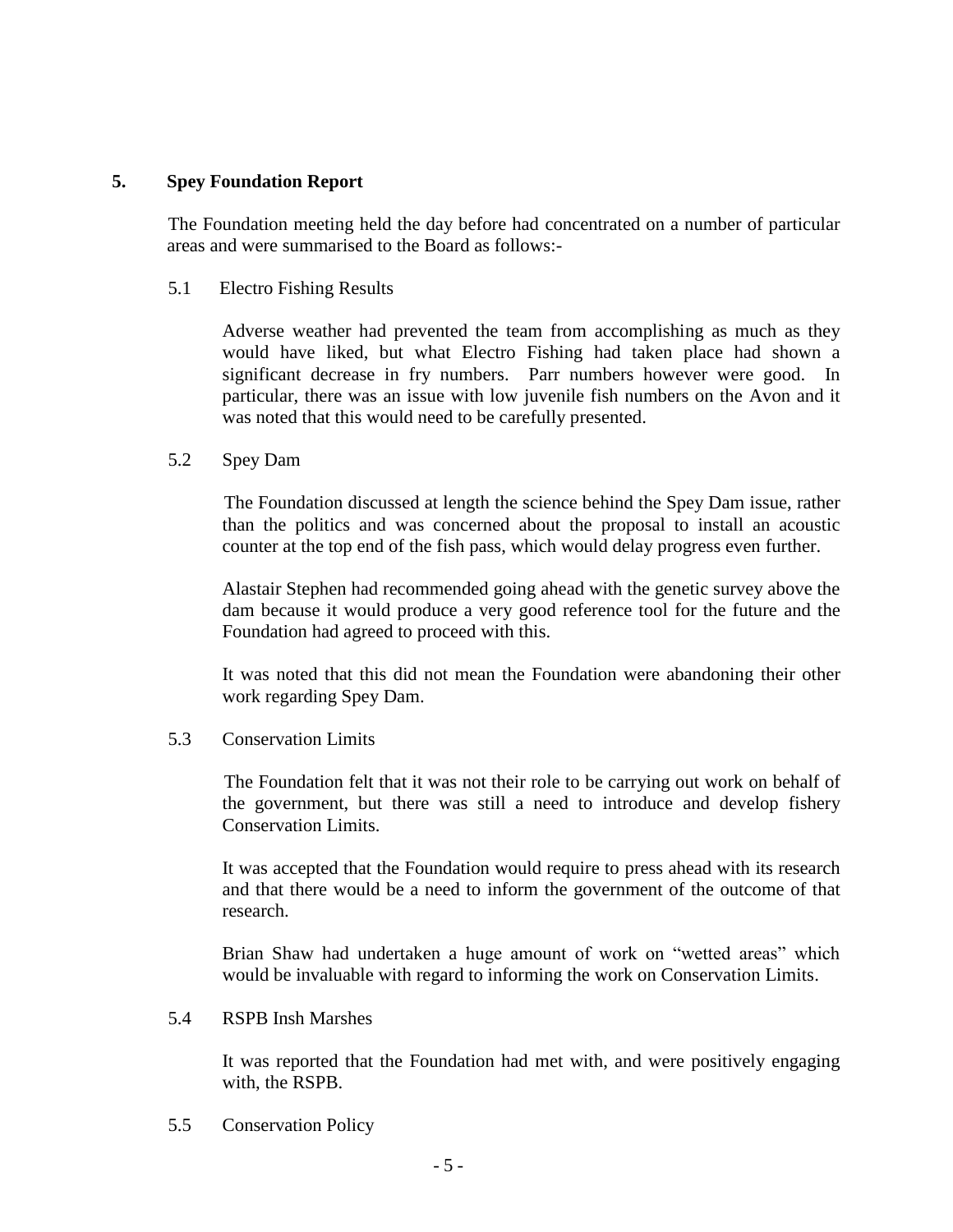## 5. Spey Foundation Report

The Foundation meeting held the day before had concentrated on a number of particular areas and were summarised to the Board as follows:-

### 5.1 Electro Fishing Results

Adverse weather had prevented the team from accomplishing as much as they would have liked, but what Electro Fishing had taken place had shown a significant decrease in fry numbers. Parr numbers however were good. In particular, there was an issue with low juvenile fish numbers on the Avon and it was noted that this would need to be carefully presented.

### 5.2 Spey Dam

The Foundation discussed at length the science behind the Spey Dam issue, rather than the politics and was concerned about the proposal to install an acoustic counter at the top end of the fish pass, which would delay progress even further.

Alastair Stephen had recommended going ahead with the genetic survey above the dam because it would produce a very good reference tool for the future and the Foundation had agreed to proceed with this.

It was noted that this did not mean the Foundation were abandoning their other work regarding Spey Dam.

### 5.3 Conservation Limits

The Foundation felt that it was not their role to be carrying out work on behalf of the government, but there was still a need to introduce and develop fishery Conservation Limits.

It was accepted that the Foundation would require to press ahead with its research and that there would be a need to inform the government of the outcome of that research.

Brian Shaw had undertaken a huge amount of work on "wetted areas" which would be invaluable with regard to informing the work on Conservation Limits.

### 5.4 RSPB Insh Marshes

It was reported that the Foundation had met with, and were positively engaging with, the RSPB.

### 5.5 Conservation Policy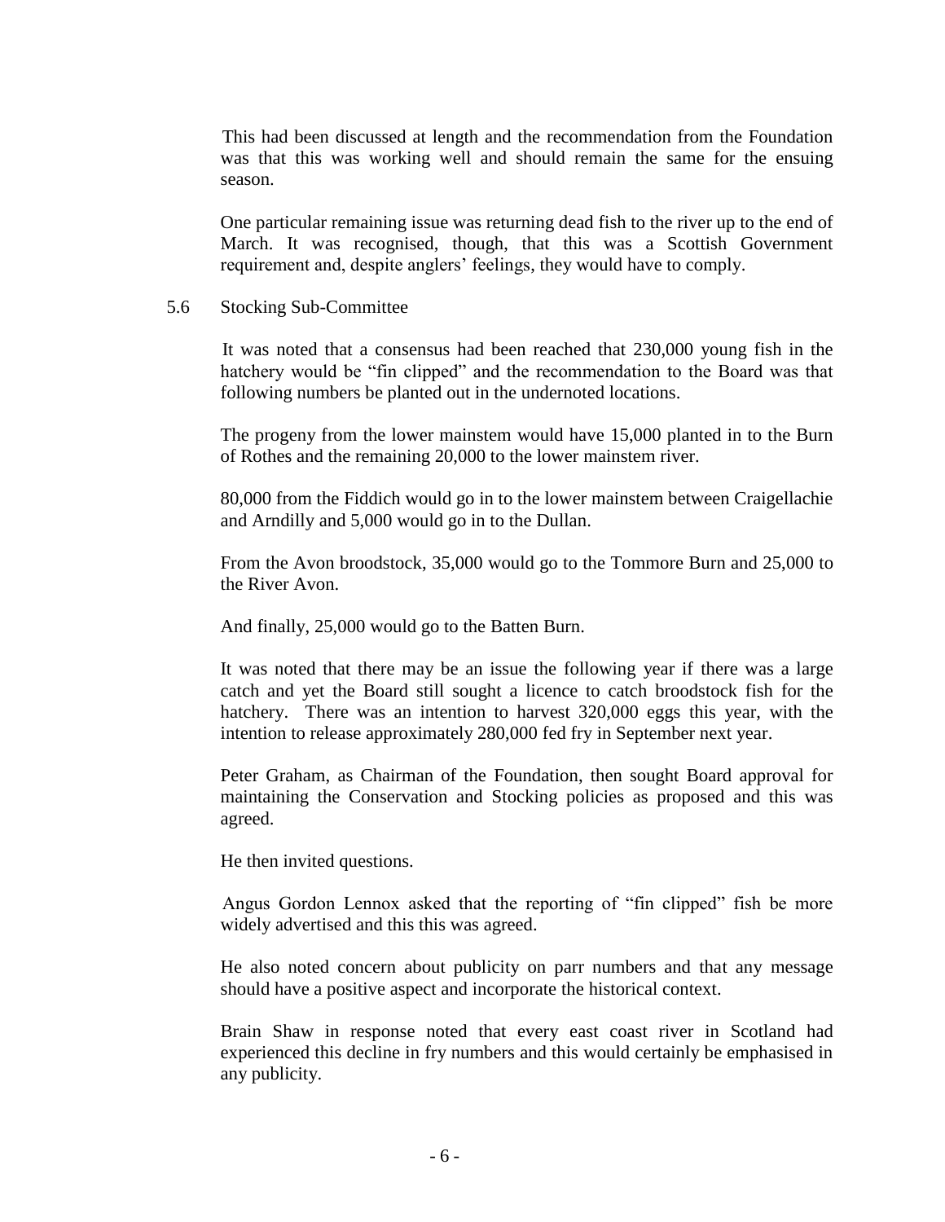This had been discussed at length and the recommendation from the Foundation was that this was working well and should remain the same for the ensuing season.

One particular remaining issue was returning dead fish to the river up to the end of March. It was recognised, though, that this was a Scottish Government requirement and, despite anglers' feelings, they would have to comply.

5.6 Stocking Sub-Committee

It was noted that a consensus had been reached that 230,000 young fish in the hatchery would be "fin clipped" and the recommendation to the Board was that following numbers be planted out in the undernoted locations.

The progeny from the lower mainstem would have 15,000 planted in to the Burn of Rothes and the remaining 20,000 to the lower mainstem river.

80,000 from the Fiddich would go in to the lower mainstem between Craigellachie and Arndilly and 5,000 would go in to the Dullan.

From the Avon broodstock, 35,000 would go to the Tommore Burn and 25,000 to the River Avon.

And finally, 25,000 would go to the Batten Burn.

It was noted that there may be an issue the following year if there was a large catch and yet the Board still sought a licence to catch broodstock fish for the hatchery. There was an intention to harvest 320,000 eggs this year, with the intention to release approximately 280,000 fed fry in September next year.

Peter Graham, as Chairman of the Foundation, then sought Board approval for maintaining the Conservation and Stocking policies as proposed and this was agreed.

He then invited questions.

Angus Gordon Lennox asked that the reporting of "fin clipped" fish be more widely advertised and this this was agreed.

He also noted concern about publicity on parr numbers and that any message should have a positive aspect and incorporate the historical context.

Brain Shaw in response noted that every east coast river in Scotland had experienced this decline in fry numbers and this would certainly be emphasised in any publicity.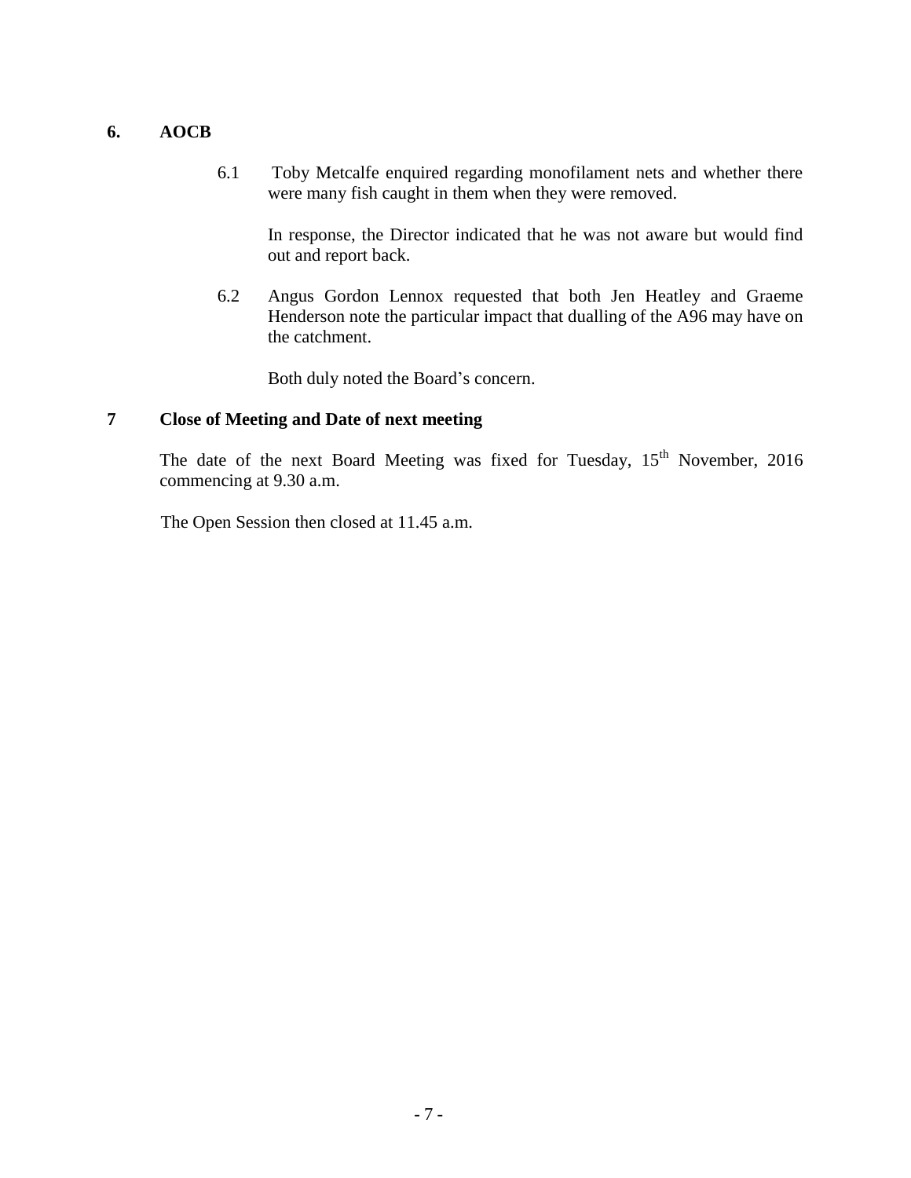## 6. AOCB

6.1 Toby Metcalfe enquired regarding monofilament nets and whether there were many fish caught in them when they were removed.

In response, the Director indicated that he was not aware but would find out and report back.

6.2 Angus Gordon Lennox requested that both Jen Heatley and Graeme Henderson note the particular impact that dualling of the A96 may have on the catchment.

Both duly noted the Board's concern.

## 7 Close of Meeting and Date of next meeting

The date of the next Board Meeting was fixed for Tuesday, 15th November, 2016 commencing at 9.30 a.m.

The Open Session then closed at 11.45 a.m.